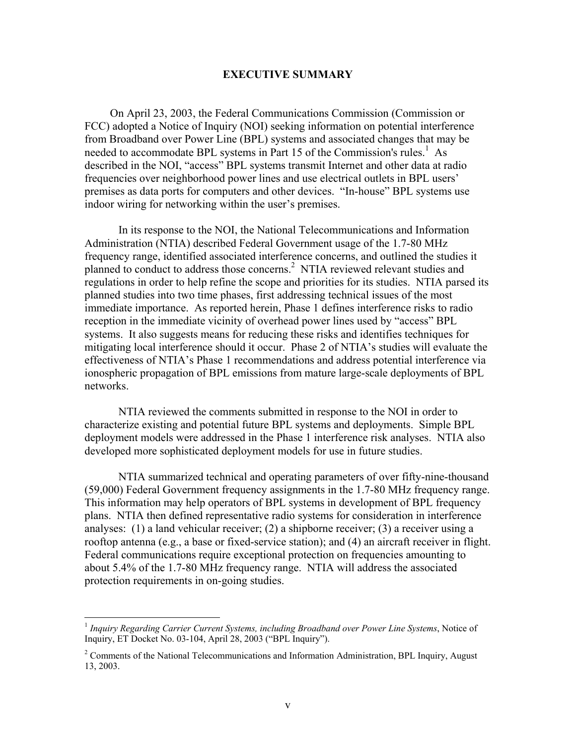# EXECUTIVE SUMMARY

On April 23, 2003, the Federal Communications Commission (Commission or FCC) adopted a Notice of Inquiry (NOI) seeking information on potential interference from Broadband over Power Line (BPL) systems and associated changes that may be needed to accommodate BPL systems in Part 15 of the Commission's rules.[1] As described in the NOI, "access" BPL systems transmit Internet and other data at radio frequencies over neighborhood power lines and use electrical outlets in BPL users' premises as data ports for computers and other devices. "In-house" BPL systems use indoor wiring for networking within the user's premises.

In its response to the NOI, the National Telecommunications and Information Administration (NTIA) described Federal Government usage of the 1.7-80 MHz frequency range, identified associated interference concerns, and outlined the studies it planned to conduct to address those concerns.[2] NTIA reviewed relevant studies and regulations in order to help refine the scope and priorities for its studies. NTIA parsed its planned studies into two time phases, first addressing technical issues of the most immediate importance. As reported herein, Phase 1 defines interference risks to radio reception in the immediate vicinity of overhead power lines used by "access" BPL systems. It also suggests means for reducing these risks and identifies techniques for mitigating local interference should it occur. Phase 2 of NTIA's studies will evaluate the effectiveness of NTIA's Phase 1 recommendations and address potential interference via ionospheric propagation of BPL emissions from mature large-scale deployments of BPL networks.

NTIA reviewed the comments submitted in response to the NOI in order to characterize existing and potential future BPL systems and deployments. Simple BPL deployment models were addressed in the Phase 1 interference risk analyses. NTIA also developed more sophisticated deployment models for use in future studies.

NTIA summarized technical and operating parameters of over fifty-nine-thousand (59,000) Federal Government frequency assignments in the 1.7-80 MHz frequency range. This information may help operators of BPL systems in development of BPL frequency plans. NTIA then defined representative radio systems for consideration in interference analyses: (1) a land vehicular receiver; (2) a shipborne receiver; (3) a receiver using a rooftop antenna (e.g., a base or fixed-service station); and (4) an aircraft receiver in flight. Federal communications require exceptional protection on frequencies amounting to about 5.4% of the 1.7-80 MHz frequency range. NTIA will address the associated protection requirements in on-going studies.

---

[1] *Inquiry Regarding Carrier Current Systems, including Broadband over Power Line Systems*, Notice of Inquiry, ET Docket No. 03-104, April 28, 2003 ("BPL Inquiry").

[2] Comments of the National Telecommunications and Information Administration, BPL Inquiry, August 13, 2003.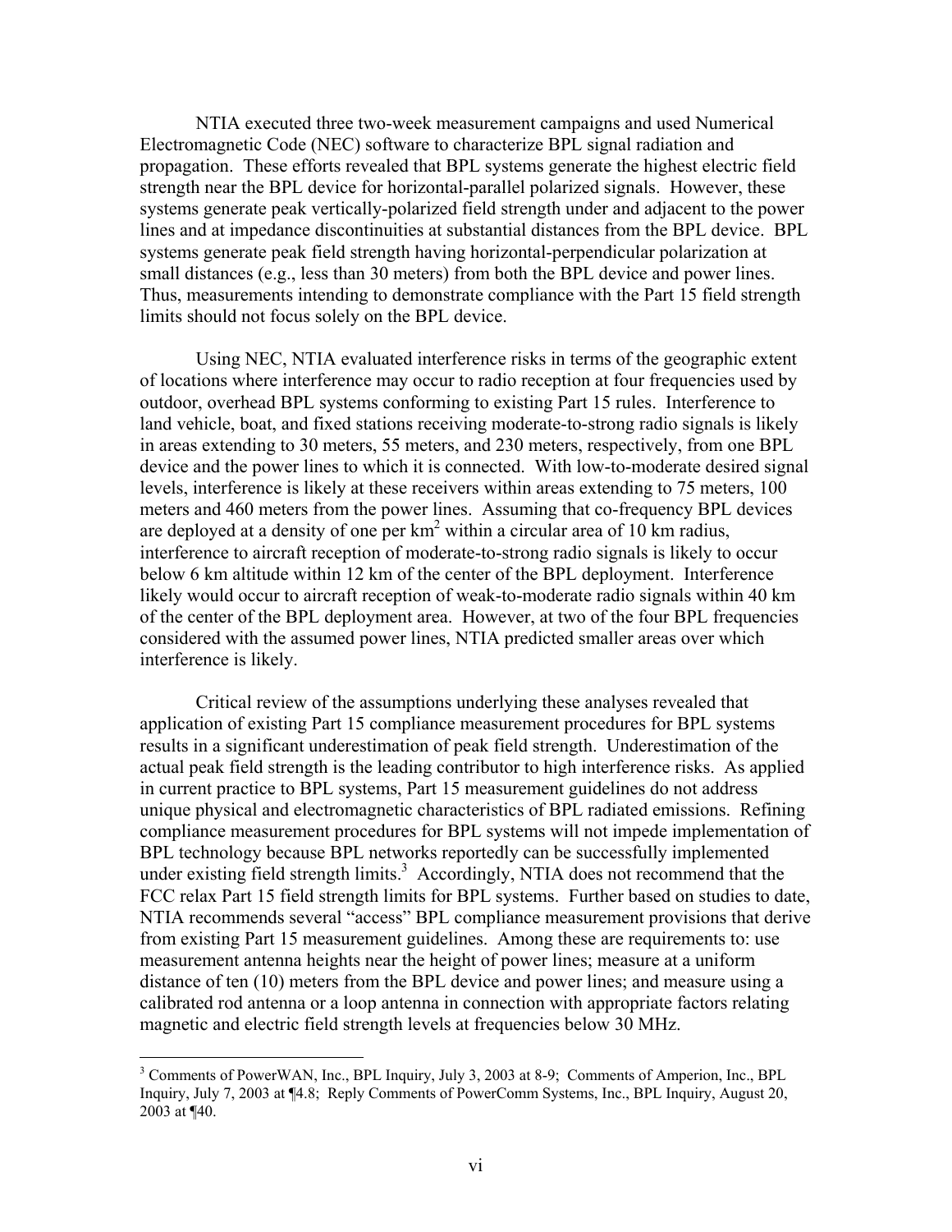NTIA executed three two-week measurement campaigns and used Numerical Electromagnetic Code (NEC) software to characterize BPL signal radiation and propagation. These efforts revealed that BPL systems generate the highest electric field strength near the BPL device for horizontal-parallel polarized signals. However, these systems generate peak vertically-polarized field strength under and adjacent to the power lines and at impedance discontinuities at substantial distances from the BPL device. BPL systems generate peak field strength having horizontal-perpendicular polarization at small distances (e.g., less than 30 meters) from both the BPL device and power lines. Thus, measurements intending to demonstrate compliance with the Part 15 field strength limits should not focus solely on the BPL device.

Using NEC, NTIA evaluated interference risks in terms of the geographic extent of locations where interference may occur to radio reception at four frequencies used by outdoor, overhead BPL systems conforming to existing Part 15 rules. Interference to land vehicle, boat, and fixed stations receiving moderate-to-strong radio signals is likely in areas extending to 30 meters, 55 meters, and 230 meters, respectively, from one BPL device and the power lines to which it is connected. With low-to-moderate desired signal levels, interference is likely at these receivers within areas extending to 75 meters, 100 meters and 460 meters from the power lines. Assuming that co-frequency BPL devices are deployed at a density of one per $km^2$ within a circular area of 10 km radius, interference to aircraft reception of moderate-to-strong radio signals is likely to occur below 6 km altitude within 12 km of the center of the BPL deployment. Interference likely would occur to aircraft reception of weak-to-moderate radio signals within 40 km of the center of the BPL deployment area. However, at two of the four BPL frequencies considered with the assumed power lines, NTIA predicted smaller areas over which interference is likely.

Critical review of the assumptions underlying these analyses revealed that application of existing Part 15 compliance measurement procedures for BPL systems results in a significant underestimation of peak field strength. Underestimation of the actual peak field strength is the leading contributor to high interference risks. As applied in current practice to BPL systems, Part 15 measurement guidelines do not address unique physical and electromagnetic characteristics of BPL radiated emissions. Refining compliance measurement procedures for BPL systems will not impede implementation of BPL technology because BPL networks reportedly can be successfully implemented under existing field strength limits.[3] Accordingly, NTIA does not recommend that the FCC relax Part 15 field strength limits for BPL systems. Further based on studies to date, NTIA recommends several "access" BPL compliance measurement provisions that derive from existing Part 15 measurement guidelines. Among these are requirements to: use measurement antenna heights near the height of power lines; measure at a uniform distance of ten (10) meters from the BPL device and power lines; and measure using a calibrated rod antenna or a loop antenna in connection with appropriate factors relating magnetic and electric field strength levels at frequencies below 30 MHz.

---

[3] Comments of PowerWAN, Inc., BPL Inquiry, July 3, 2003 at 8-9; Comments of Amperion, Inc., BPL Inquiry, July 7, 2003 at ¶4.8; Reply Comments of PowerComm Systems, Inc., BPL Inquiry, August 20, 2003 at ¶40.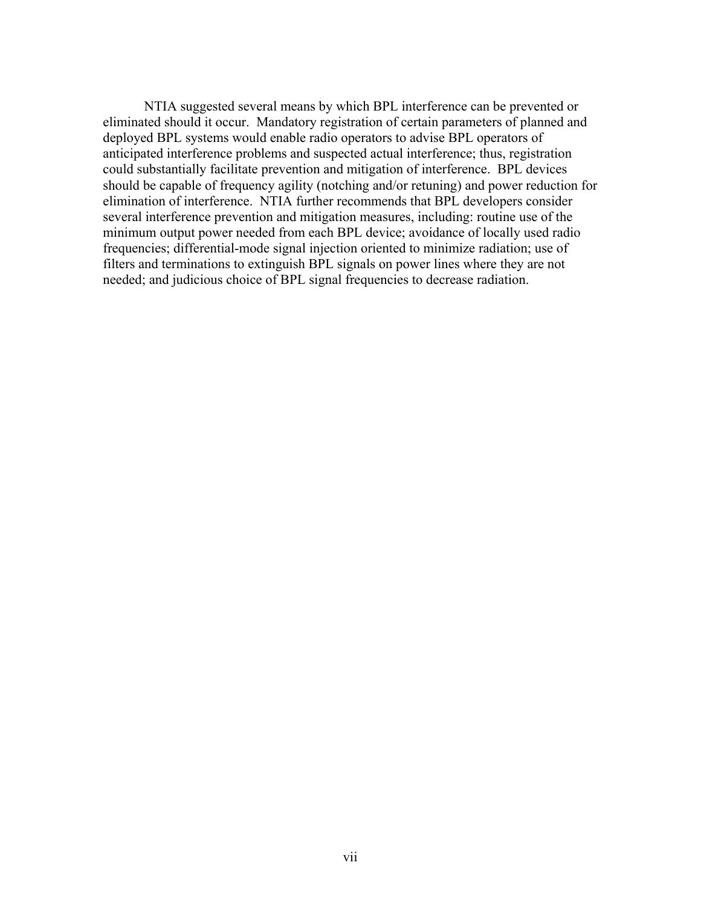NTIA suggested several means by which BPL interference can be prevented or eliminated should it occur. Mandatory registration of certain parameters of planned and deployed BPL systems would enable radio operators to advise BPL operators of anticipated interference problems and suspected actual interference; thus, registration could substantially facilitate prevention and mitigation of interference. BPL devices should be capable of frequency agility (notching and/or retuning) and power reduction for elimination of interference. NTIA further recommends that BPL developers consider several interference prevention and mitigation measures, including: routine use of the minimum output power needed from each BPL device; avoidance of locally used radio frequencies; differential-mode signal injection oriented to minimize radiation; use of filters and terminations to extinguish BPL signals on power lines where they are not needed; and judicious choice of BPL signal frequencies to decrease radiation.